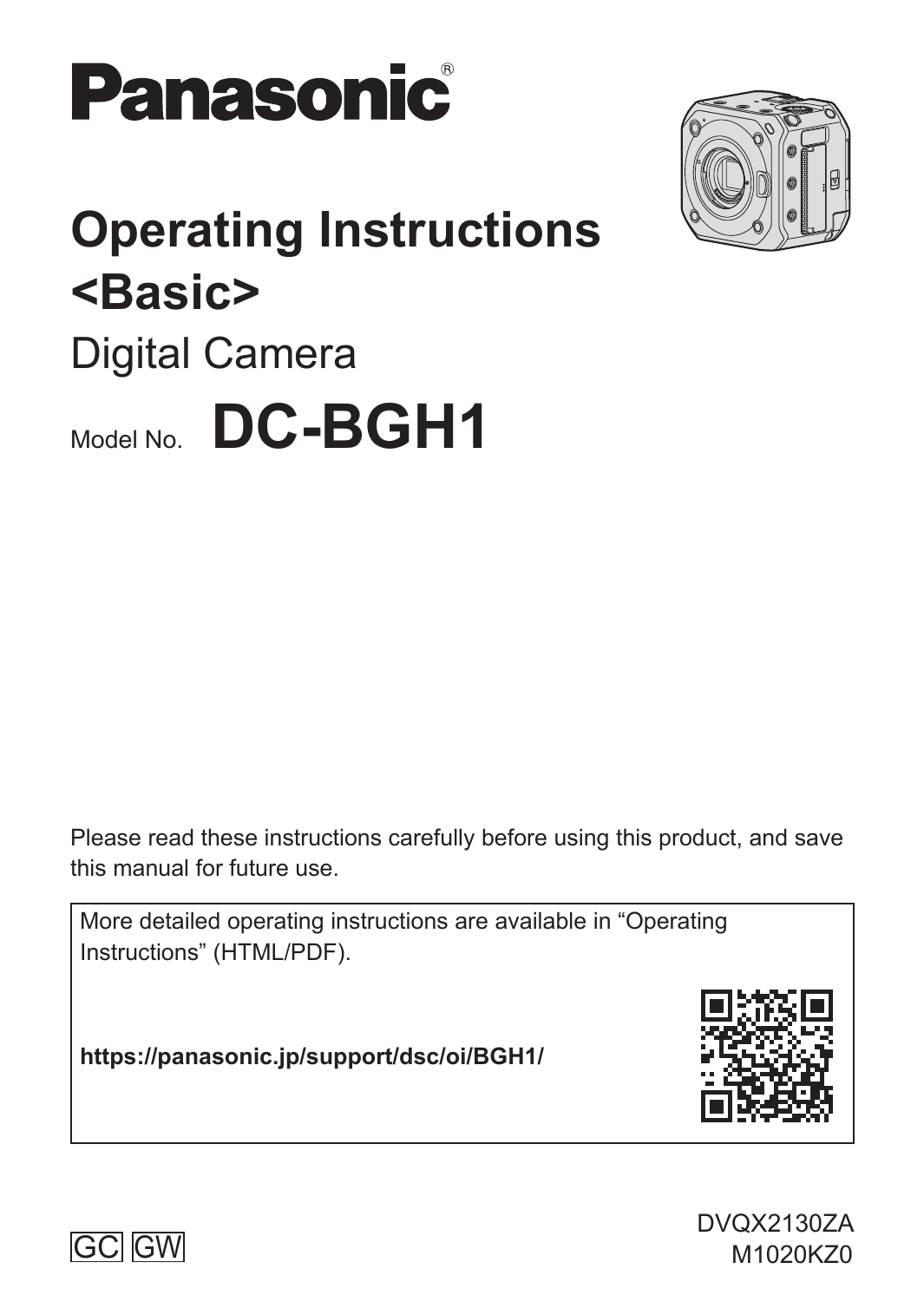Panasonic®

# Operating Instructions <Basic>

Digital Camera

Model No. **DC-BGH1**

Please read these instructions carefully before using this product, and save this manual for future use.

More detailed operating instructions are available in "Operating Instructions" (HTML/PDF).

**https://panasonic.jp/support/dsc/oi/BGH1/**

GC GW

DVQX2130ZA
M1020KZ0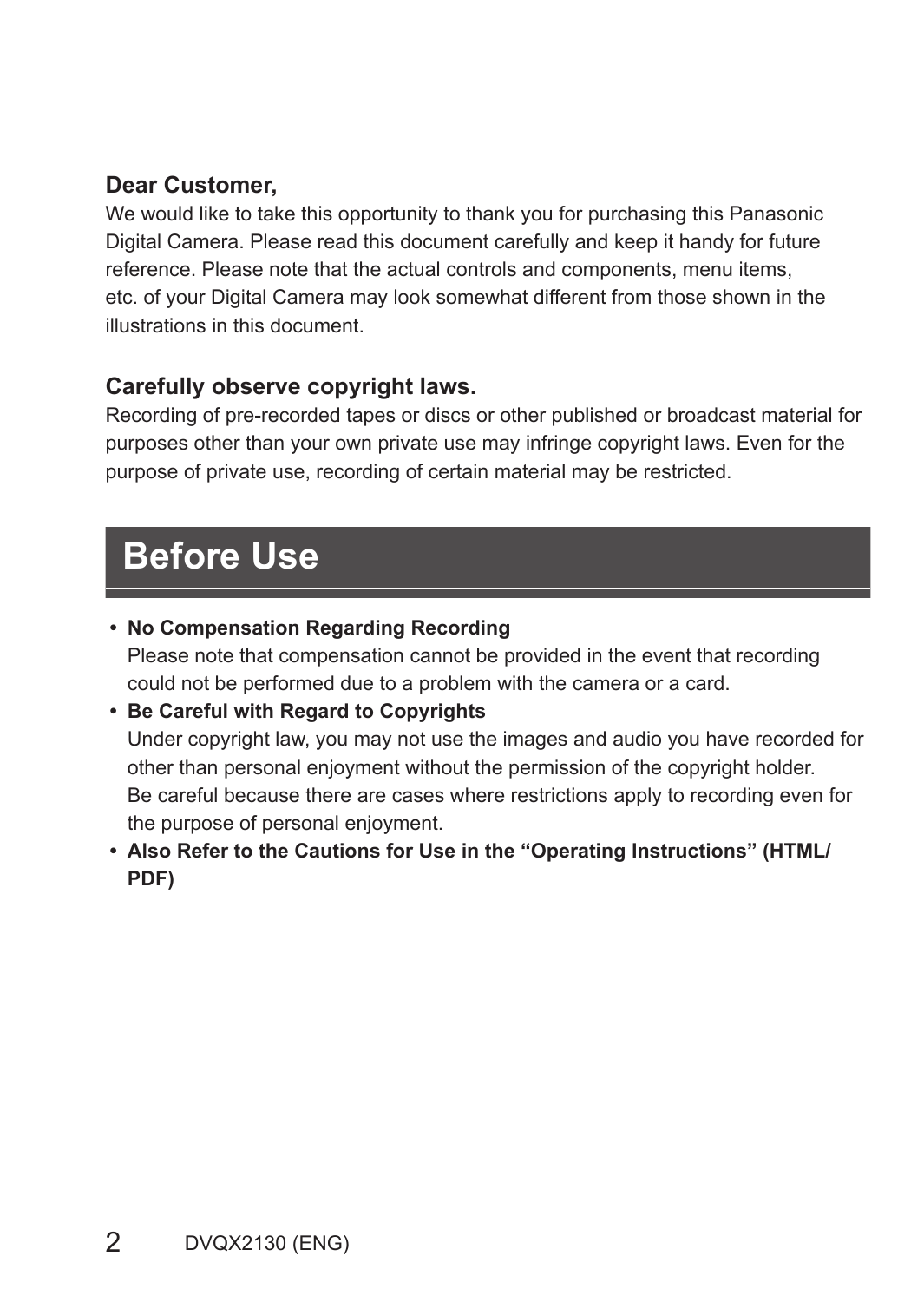**Dear Customer,**

We would like to take this opportunity to thank you for purchasing this Panasonic Digital Camera. Please read this document carefully and keep it handy for future reference. Please note that the actual controls and components, menu items, etc. of your Digital Camera may look somewhat different from those shown in the illustrations in this document.

**Carefully observe copyright laws.**

Recording of pre-recorded tapes or discs or other published or broadcast material for purposes other than your own private use may infringe copyright laws. Even for the purpose of private use, recording of certain material may be restricted.

# Before Use

- **No Compensation Regarding Recording**
  Please note that compensation cannot be provided in the event that recording could not be performed due to a problem with the camera or a card.
- **Be Careful with Regard to Copyrights**
  Under copyright law, you may not use the images and audio you have recorded for other than personal enjoyment without the permission of the copyright holder.
  Be careful because there are cases where restrictions apply to recording even for the purpose of personal enjoyment.
- **Also Refer to the Cautions for Use in the "Operating Instructions" (HTML/PDF)**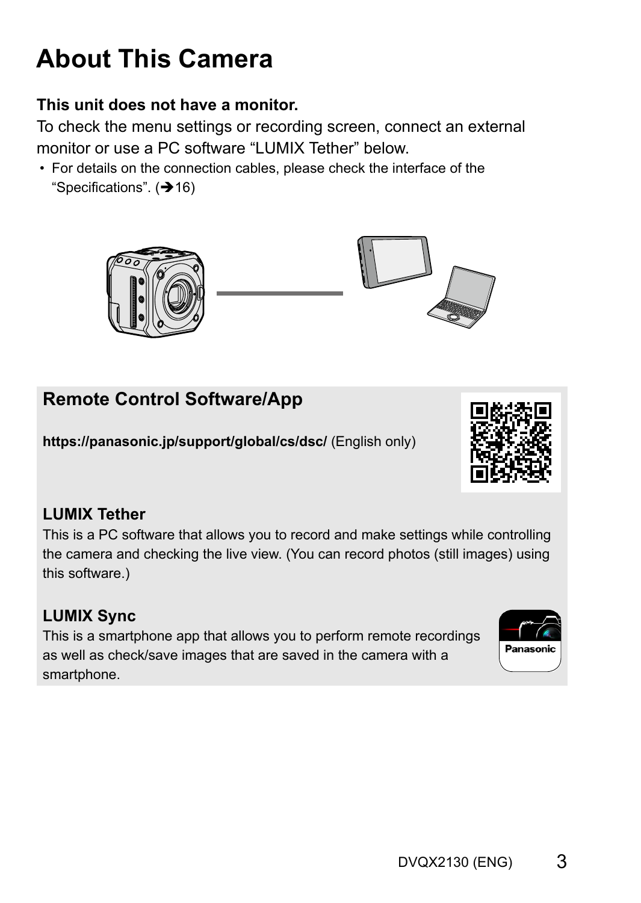# About This Camera

**This unit does not have a monitor.**

To check the menu settings or recording screen, connect an external monitor or use a PC software “LUMIX Tether” below.

- For details on the connection cables, please check the interface of the “Specifications”. (➔16)

## Remote Control Software/App

**https://panasonic.jp/support/global/cs/dsc/** (English only)

### LUMIX Tether

This is a PC software that allows you to record and make settings while controlling the camera and checking the live view. (You can record photos (still images) using this software.)

### LUMIX Sync

This is a smartphone app that allows you to perform remote recordings as well as check/save images that are saved in the camera with a smartphone.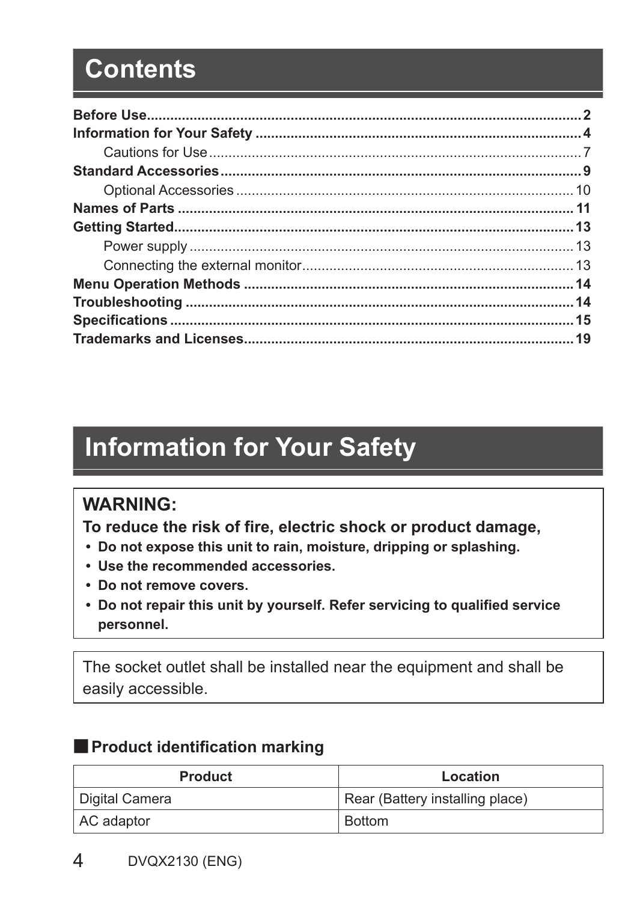# Contents

| | |
|---|---|
| **Before Use** | **2** |
| **Information for Your Safety** | **4** |
| Cautions for Use | 7 |
| **Standard Accessories** | **9** |
| Optional Accessories | 10 |
| **Names of Parts** | **11** |
| **Getting Started** | **13** |
| Power supply | 13 |
| Connecting the external monitor | 13 |
| **Menu Operation Methods** | **14** |
| **Troubleshooting** | **14** |
| **Specifications** | **15** |
| **Trademarks and Licenses** | **19** |

# Information for Your Safety

## WARNING:

**To reduce the risk of fire, electric shock or product damage,**

- **Do not expose this unit to rain, moisture, dripping or splashing.**
- **Use the recommended accessories.**
- **Do not remove covers.**
- **Do not repair this unit by yourself. Refer servicing to qualified service personnel.**

The socket outlet shall be installed near the equipment and shall be easily accessible.

### ■ Product identification marking

| Product | Location |
|---|---|
| Digital Camera | Rear (Battery installing place) |
| AC adaptor | Bottom |

DVQX2130 (ENG)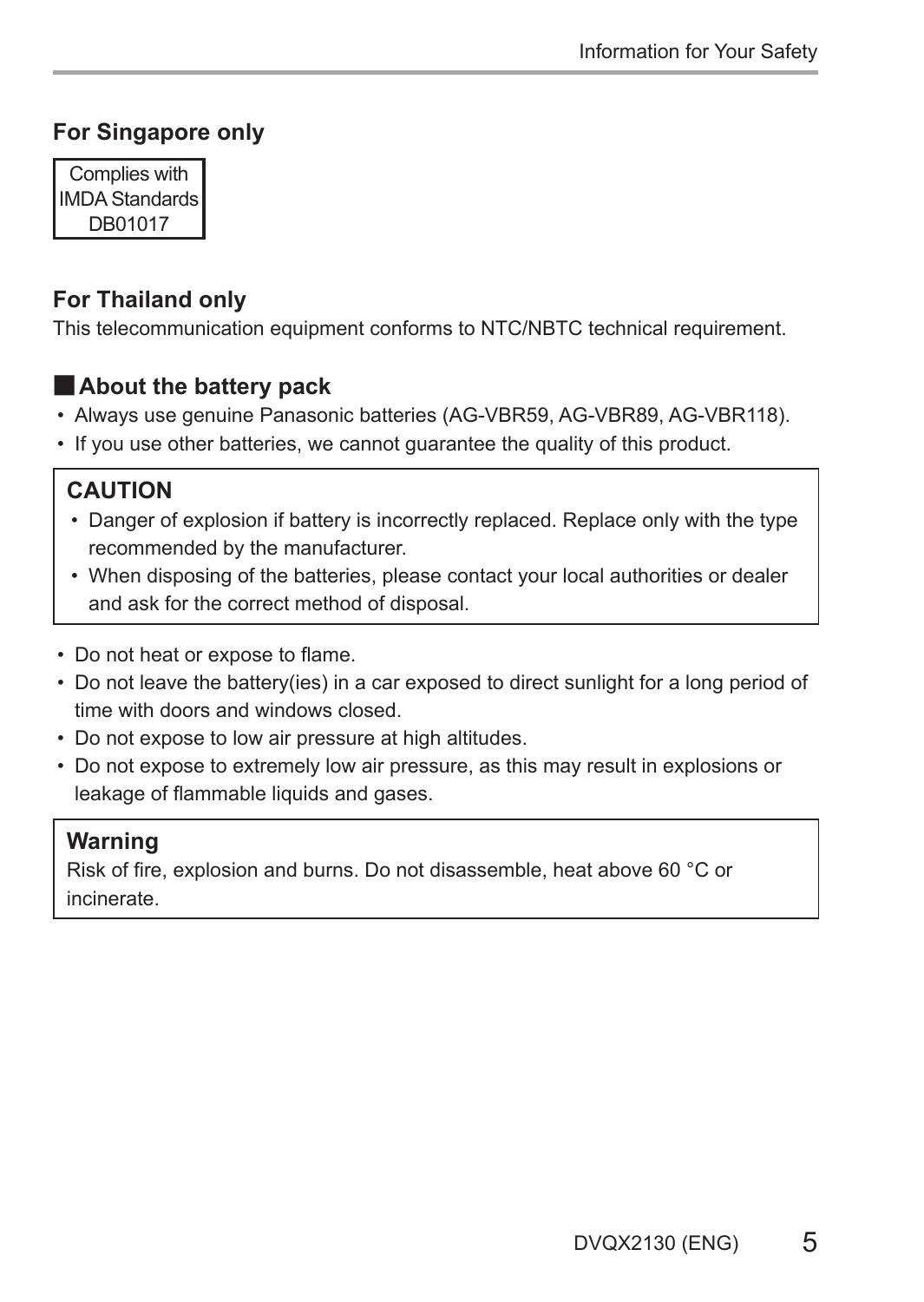### For Singapore only

Complies with
IMDA Standards
DB01017

### For Thailand only

This telecommunication equipment conforms to NTC/NBTC technical requirement.

### ■ About the battery pack

- Always use genuine Panasonic batteries (AG-VBR59, AG-VBR89, AG-VBR118).
- If you use other batteries, we cannot guarantee the quality of this product.

**CAUTION**

- Danger of explosion if battery is incorrectly replaced. Replace only with the type recommended by the manufacturer.
- When disposing of the batteries, please contact your local authorities or dealer and ask for the correct method of disposal.

- Do not heat or expose to flame.
- Do not leave the battery(ies) in a car exposed to direct sunlight for a long period of time with doors and windows closed.
- Do not expose to low air pressure at high altitudes.
- Do not expose to extremely low air pressure, as this may result in explosions or leakage of flammable liquids and gases.

**Warning**

Risk of fire, explosion and burns. Do not disassemble, heat above 60 °C or incinerate.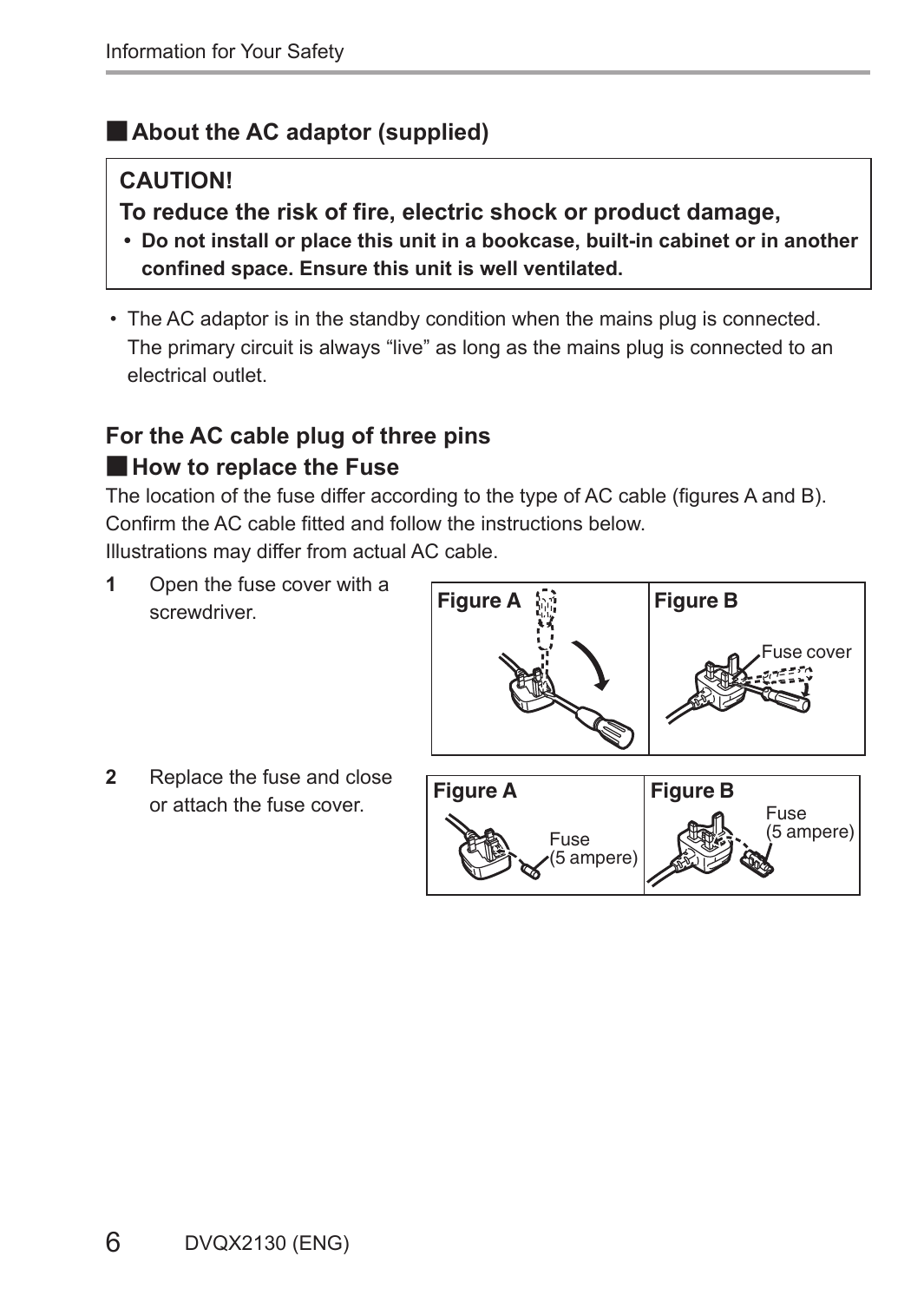## ■ About the AC adaptor (supplied)

**CAUTION!**

**To reduce the risk of fire, electric shock or product damage,**

- **Do not install or place this unit in a bookcase, built-in cabinet or in another confined space. Ensure this unit is well ventilated.**

- The AC adaptor is in the standby condition when the mains plug is connected. The primary circuit is always "live" as long as the mains plug is connected to an electrical outlet.

## For the AC cable plug of three pins

### ■ How to replace the Fuse

The location of the fuse differ according to the type of AC cable (figures A and B). Confirm the AC cable fitted and follow the instructions below.
Illustrations may differ from actual AC cable.

**1** Open the fuse cover with a screwdriver.

Figure A | Figure B
Fuse cover

**2** Replace the fuse and close or attach the fuse cover.

Figure A | Figure B
Fuse (5 ampere) | Fuse (5 ampere)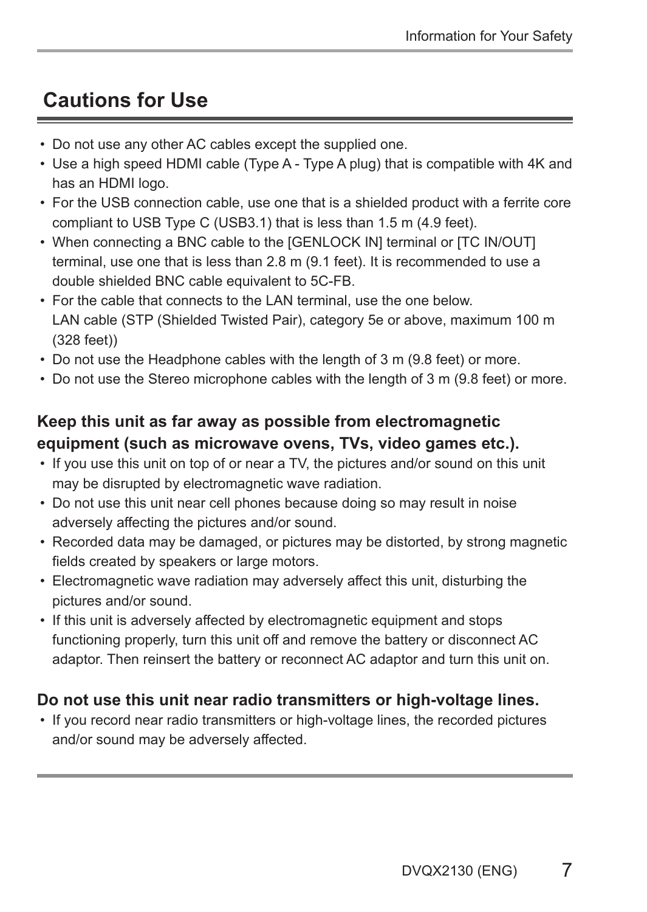## Cautions for Use

- Do not use any other AC cables except the supplied one.
- Use a high speed HDMI cable (Type A - Type A plug) that is compatible with 4K and has an HDMI logo.
- For the USB connection cable, use one that is a shielded product with a ferrite core compliant to USB Type C (USB3.1) that is less than 1.5 m (4.9 feet).
- When connecting a BNC cable to the [GENLOCK IN] terminal or [TC IN/OUT] terminal, use one that is less than 2.8 m (9.1 feet). It is recommended to use a double shielded BNC cable equivalent to 5C-FB.
- For the cable that connects to the LAN terminal, use the one below.
  LAN cable (STP (Shielded Twisted Pair), category 5e or above, maximum 100 m (328 feet))
- Do not use the Headphone cables with the length of 3 m (9.8 feet) or more.
- Do not use the Stereo microphone cables with the length of 3 m (9.8 feet) or more.

**Keep this unit as far away as possible from electromagnetic equipment (such as microwave ovens, TVs, video games etc.).**

- If you use this unit on top of or near a TV, the pictures and/or sound on this unit may be disrupted by electromagnetic wave radiation.
- Do not use this unit near cell phones because doing so may result in noise adversely affecting the pictures and/or sound.
- Recorded data may be damaged, or pictures may be distorted, by strong magnetic fields created by speakers or large motors.
- Electromagnetic wave radiation may adversely affect this unit, disturbing the pictures and/or sound.
- If this unit is adversely affected by electromagnetic equipment and stops functioning properly, turn this unit off and remove the battery or disconnect AC adaptor. Then reinsert the battery or reconnect AC adaptor and turn this unit on.

**Do not use this unit near radio transmitters or high-voltage lines.**

- If you record near radio transmitters or high-voltage lines, the recorded pictures and/or sound may be adversely affected.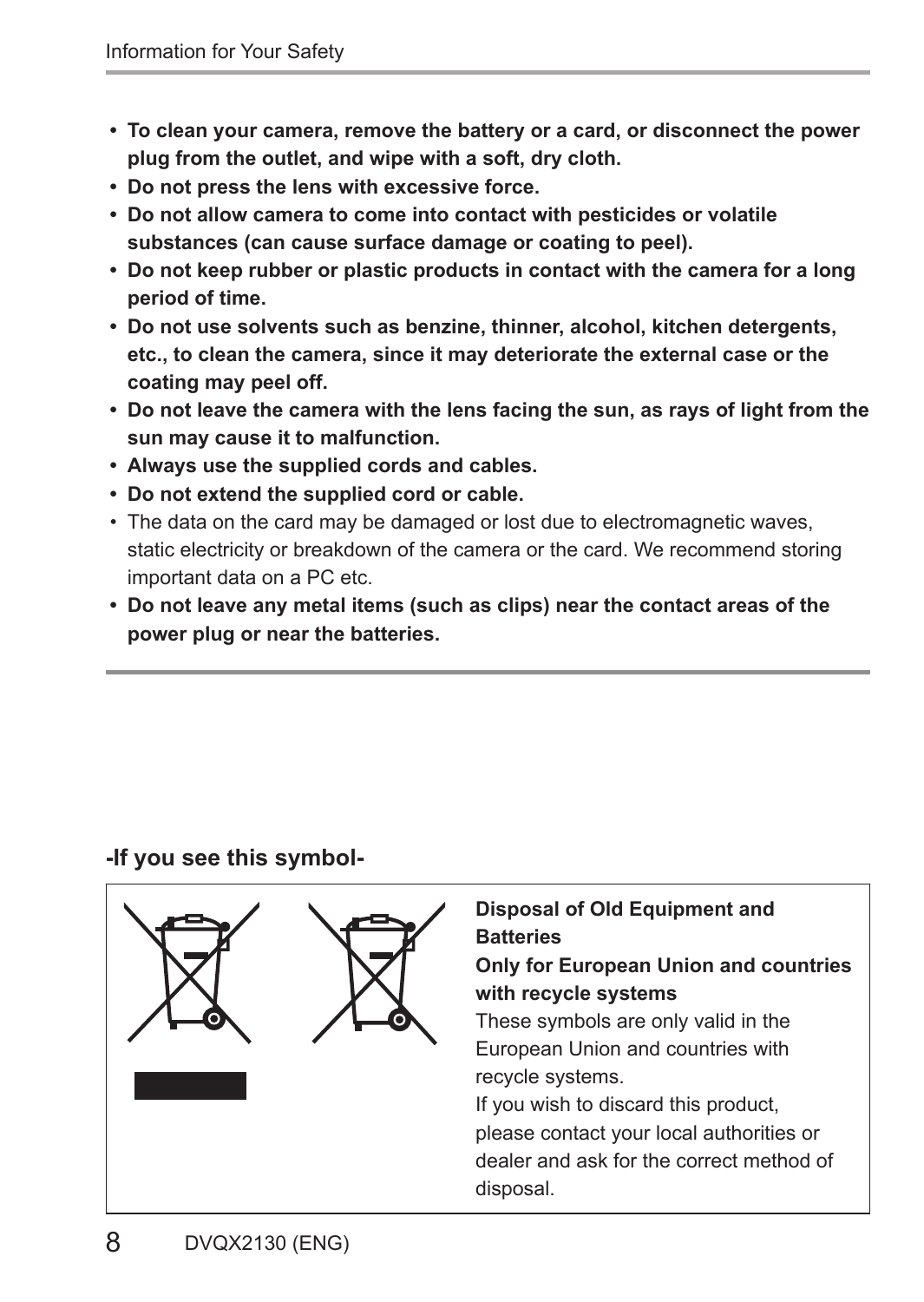- **To clean your camera, remove the battery or a card, or disconnect the power plug from the outlet, and wipe with a soft, dry cloth.**
- **Do not press the lens with excessive force.**
- **Do not allow camera to come into contact with pesticides or volatile substances (can cause surface damage or coating to peel).**
- **Do not keep rubber or plastic products in contact with the camera for a long period of time.**
- **Do not use solvents such as benzine, thinner, alcohol, kitchen detergents, etc., to clean the camera, since it may deteriorate the external case or the coating may peel off.**
- **Do not leave the camera with the lens facing the sun, as rays of light from the sun may cause it to malfunction.**
- **Always use the supplied cords and cables.**
- **Do not extend the supplied cord or cable.**
- The data on the card may be damaged or lost due to electromagnetic waves, static electricity or breakdown of the camera or the card. We recommend storing important data on a PC etc.
- **Do not leave any metal items (such as clips) near the contact areas of the power plug or near the batteries.**

**-If you see this symbol-**

**Disposal of Old Equipment and Batteries**

**Only for European Union and countries with recycle systems**

These symbols are only valid in the European Union and countries with recycle systems.

If you wish to discard this product, please contact your local authorities or dealer and ask for the correct method of disposal.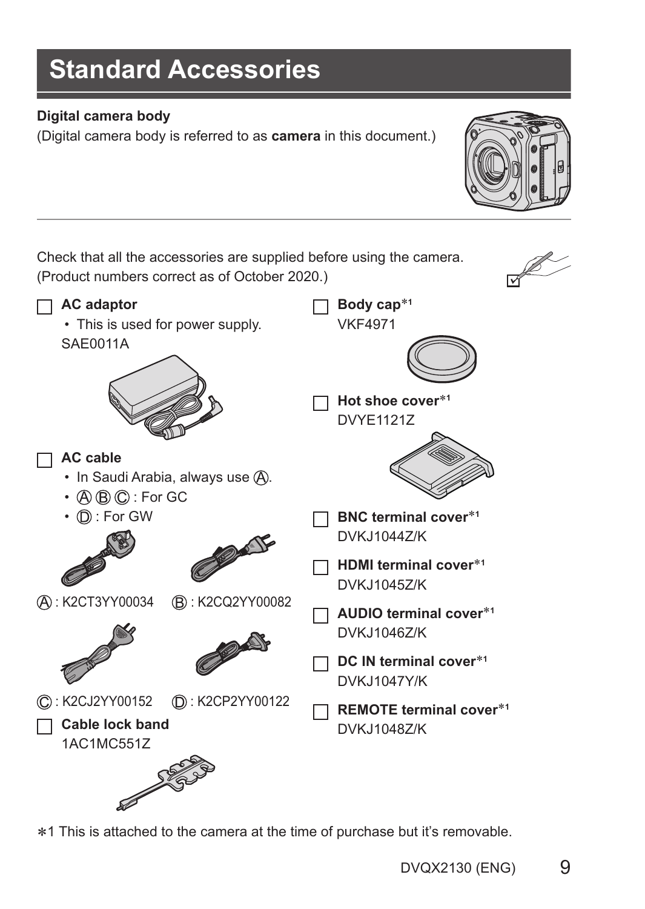# Standard Accessories

**Digital camera body**

(Digital camera body is referred to as **camera** in this document.)

Check that all the accessories are supplied before using the camera.
(Product numbers correct as of October 2020.)

- ☐ **AC adaptor**
  - This is used for power supply.

  SAE0011A
- ☐ **AC cable**
  - In Saudi Arabia, always use Ⓐ.
  - Ⓐ Ⓑ Ⓒ : For GC
  - Ⓓ : For GW

  Ⓐ : K2CT3YY00034 Ⓑ : K2CQ2YY00082

  Ⓒ : K2CJ2YY00152 Ⓓ : K2CP2YY00122
- ☐ **Cable lock band**

  1AC1MC551Z
- ☐ **Body cap**∗1

  VKF4971
- ☐ **Hot shoe cover**∗1

  DVYE1121Z
- ☐ **BNC terminal cover**∗1

  DVKJ1044Z/K
- ☐ **HDMI terminal cover**∗1

  DVKJ1045Z/K
- ☐ **AUDIO terminal cover**∗1

  DVKJ1046Z/K
- ☐ **DC IN terminal cover**∗1

  DVKJ1047Y/K
- ☐ **REMOTE terminal cover**∗1

  DVKJ1048Z/K

∗1 This is attached to the camera at the time of purchase but it's removable.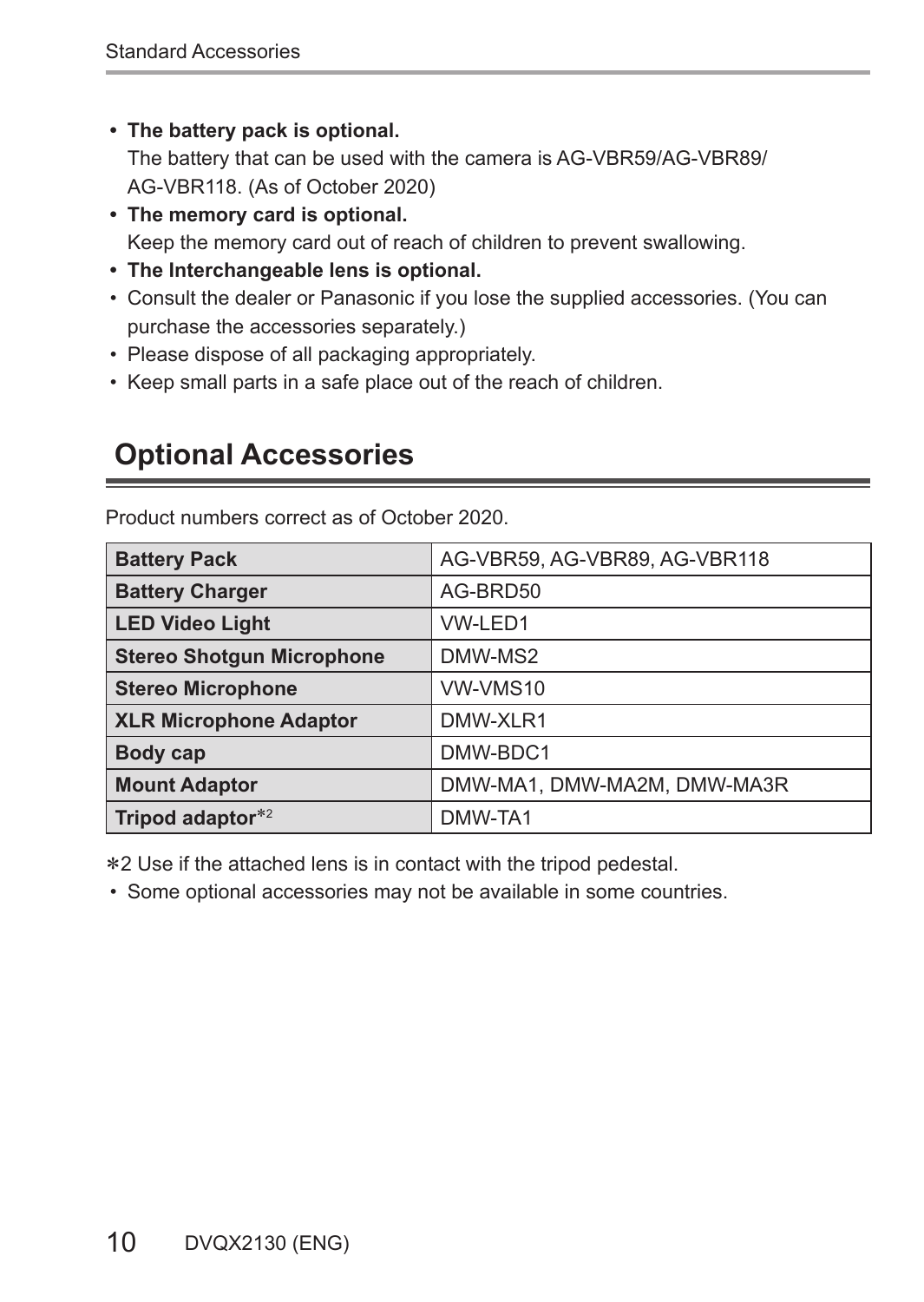- **The battery pack is optional.**
  The battery that can be used with the camera is AG-VBR59/AG-VBR89/AG-VBR118. (As of October 2020)
- **The memory card is optional.**
  Keep the memory card out of reach of children to prevent swallowing.
- **The Interchangeable lens is optional.**
- Consult the dealer or Panasonic if you lose the supplied accessories. (You can purchase the accessories separately.)
- Please dispose of all packaging appropriately.
- Keep small parts in a safe place out of the reach of children.

## Optional Accessories

Product numbers correct as of October 2020.

| | |
|---|---|
| **Battery Pack** | AG-VBR59, AG-VBR89, AG-VBR118 |
| **Battery Charger** | AG-BRD50 |
| **LED Video Light** | VW-LED1 |
| **Stereo Shotgun Microphone** | DMW-MS2 |
| **Stereo Microphone** | VW-VMS10 |
| **XLR Microphone Adaptor** | DMW-XLR1 |
| **Body cap** | DMW-BDC1 |
| **Mount Adaptor** | DMW-MA1, DMW-MA2M, DMW-MA3R |
| **Tripod adaptor**∗2 | DMW-TA1 |

∗2 Use if the attached lens is in contact with the tripod pedestal.

- Some optional accessories may not be available in some countries.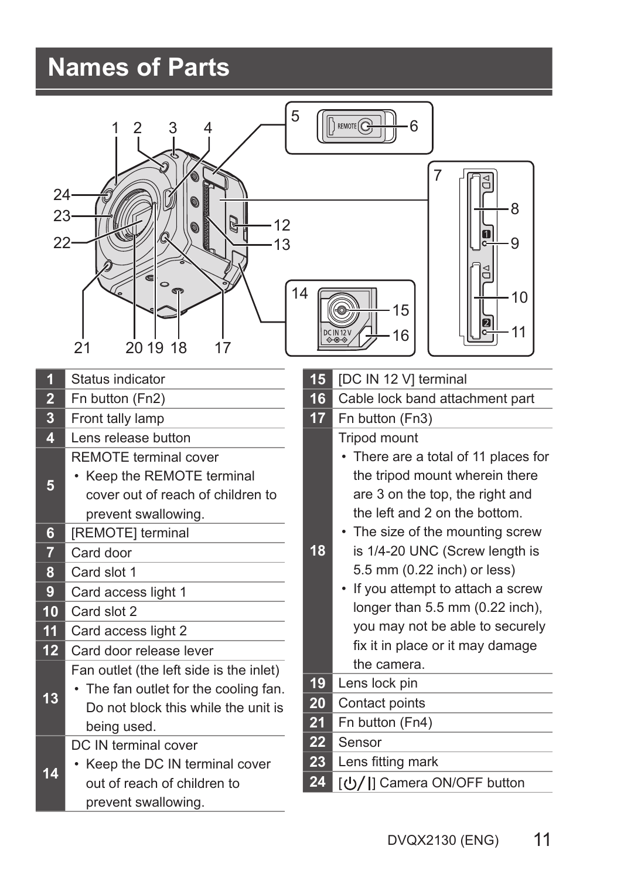# Names of Parts

| | |
|---|---|
| 1 | Status indicator |
| 2 | Fn button (Fn2) |
| 3 | Front tally lamp |
| 4 | Lens release button |
| 5 | REMOTE terminal cover<br>• Keep the REMOTE terminal cover out of reach of children to prevent swallowing. |
| 6 | [REMOTE] terminal |
| 7 | Card door |
| 8 | Card slot 1 |
| 9 | Card access light 1 |
| 10 | Card slot 2 |
| 11 | Card access light 2 |
| 12 | Card door release lever |
| 13 | Fan outlet (the left side is the inlet)<br>• The fan outlet for the cooling fan. Do not block this while the unit is being used. |
| 14 | DC IN terminal cover<br>• Keep the DC IN terminal cover out of reach of children to prevent swallowing. |
| 15 | [DC IN 12 V] terminal |
| 16 | Cable lock band attachment part |
| 17 | Fn button (Fn3) |
| 18 | Tripod mount<br>• There are a total of 11 places for the tripod mount wherein there are 3 on the top, the right and the left and 2 on the bottom.<br>• The size of the mounting screw is 1/4-20 UNC (Screw length is 5.5 mm (0.22 inch) or less)<br>• If you attempt to attach a screw longer than 5.5 mm (0.22 inch), you may not be able to securely fix it in place or it may damage the camera. |
| 19 | Lens lock pin |
| 20 | Contact points |
| 21 | Fn button (Fn4) |
| 22 | Sensor |
| 23 | Lens fitting mark |
| 24 | [⏻/|] Camera ON/OFF button |

DVQX2130 (ENG)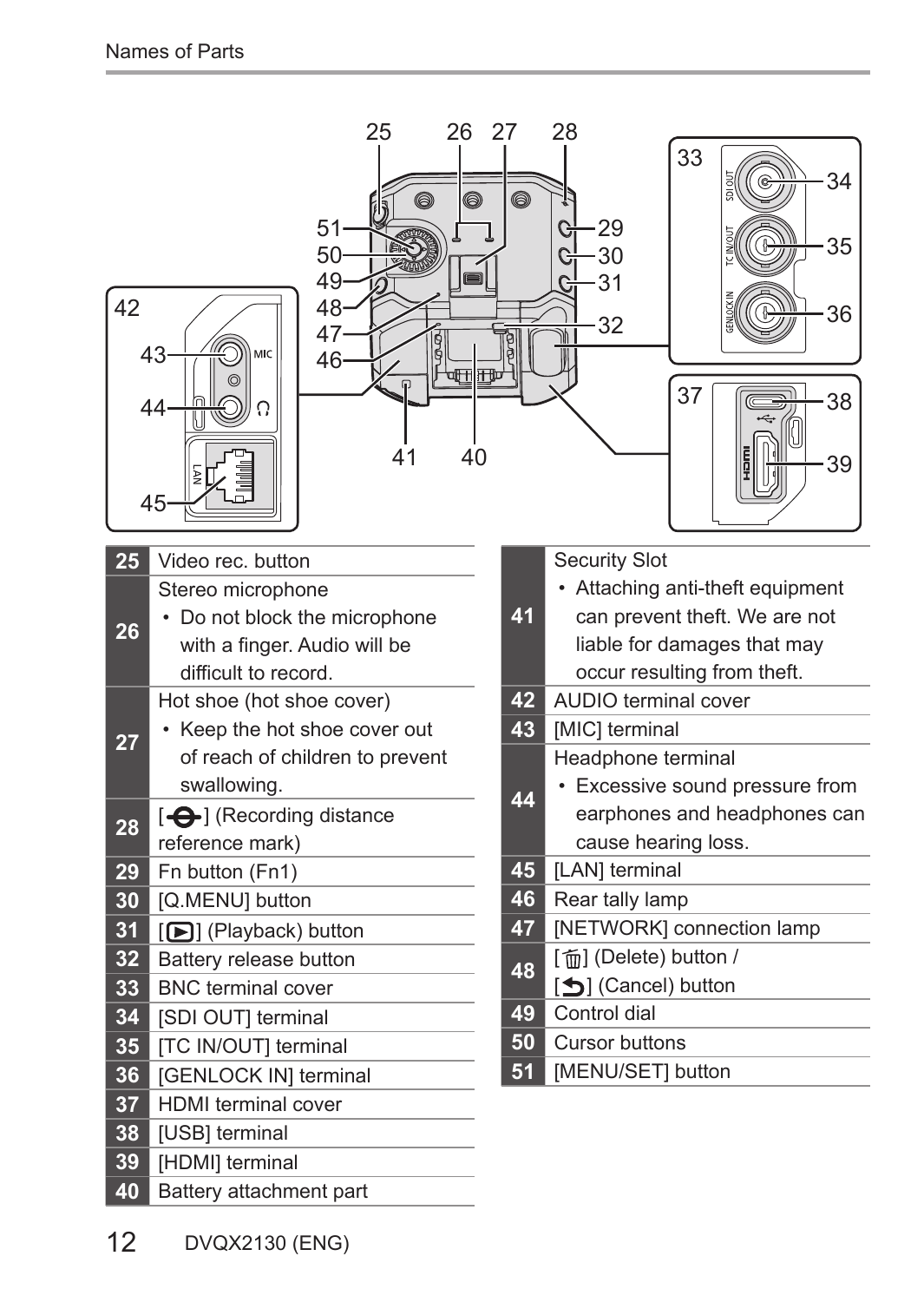| No. | Name |
| --- | --- |
| 25 | Video rec. button |
| 26 | Stereo microphone<br>• Do not block the microphone with a finger. Audio will be difficult to record. |
| 27 | Hot shoe (hot shoe cover)<br>• Keep the hot shoe cover out of reach of children to prevent swallowing. |
| 28 | [ ⊖ ] (Recording distance reference mark) |
| 29 | Fn button (Fn1) |
| 30 | [Q.MENU] button |
| 31 | [ ▶ ] (Playback) button |
| 32 | Battery release button |
| 33 | BNC terminal cover |
| 34 | [SDI OUT] terminal |
| 35 | [TC IN/OUT] terminal |
| 36 | [GENLOCK IN] terminal |
| 37 | HDMI terminal cover |
| 38 | [USB] terminal |
| 39 | [HDMI] terminal |
| 40 | Battery attachment part |
| 41 | Security Slot<br>• Attaching anti-theft equipment can prevent theft. We are not liable for damages that may occur resulting from theft. |
| 42 | AUDIO terminal cover |
| 43 | [MIC] terminal |
| 44 | Headphone terminal<br>• Excessive sound pressure from earphones and headphones can cause hearing loss. |
| 45 | [LAN] terminal |
| 46 | Rear tally lamp |
| 47 | [NETWORK] connection lamp |
| 48 | [ 🗑 ] (Delete) button /<br>[ ↩ ] (Cancel) button |
| 49 | Control dial |
| 50 | Cursor buttons |
| 51 | [MENU/SET] button |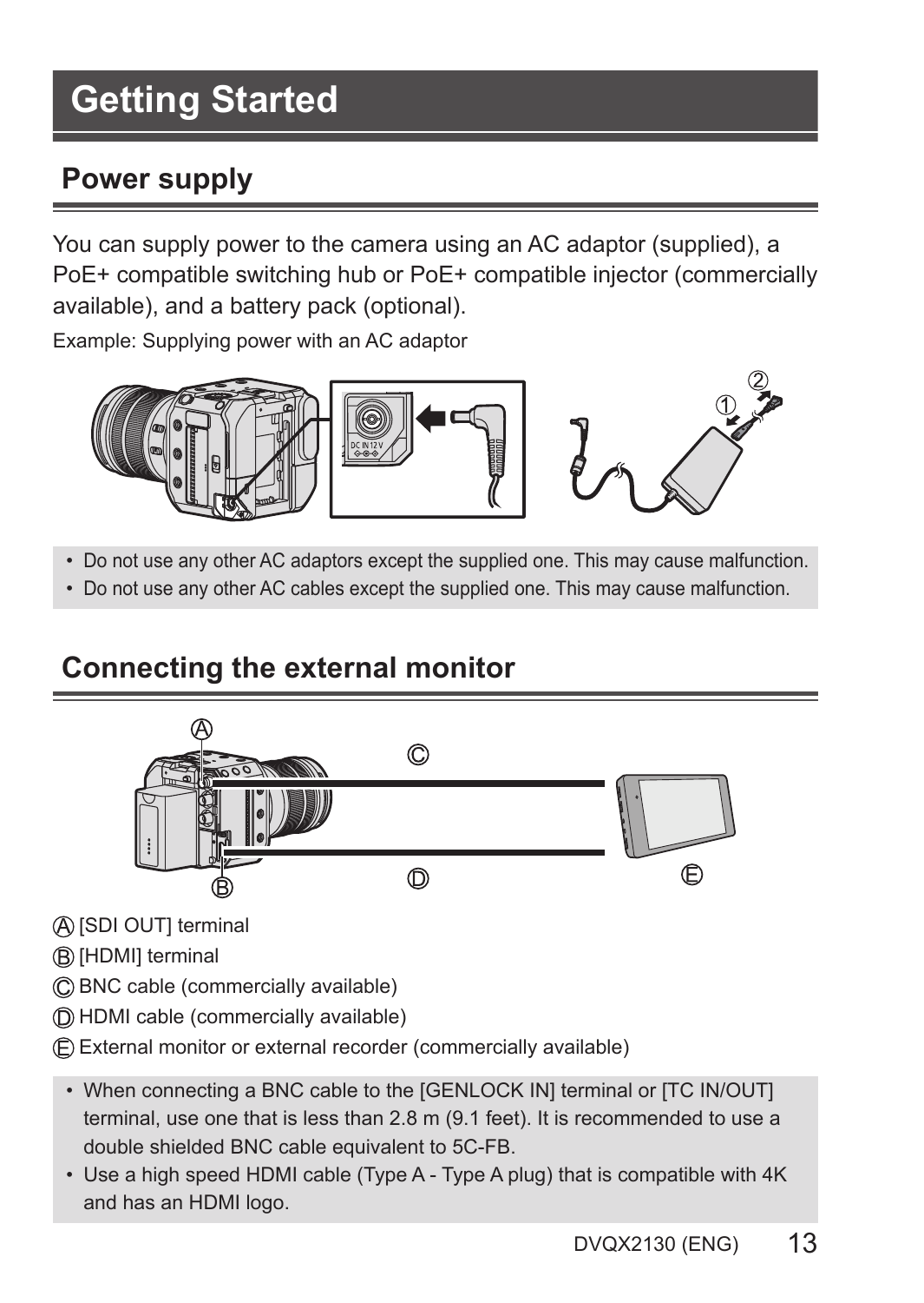# Getting Started

## Power supply

You can supply power to the camera using an AC adaptor (supplied), a PoE+ compatible switching hub or PoE+ compatible injector (commercially available), and a battery pack (optional).

Example: Supplying power with an AC adaptor

- Do not use any other AC adaptors except the supplied one. This may cause malfunction.
- Do not use any other AC cables except the supplied one. This may cause malfunction.

## Connecting the external monitor

Ⓐ [SDI OUT] terminal
Ⓑ [HDMI] terminal
Ⓒ BNC cable (commercially available)
Ⓓ HDMI cable (commercially available)
Ⓔ External monitor or external recorder (commercially available)

- When connecting a BNC cable to the [GENLOCK IN] terminal or [TC IN/OUT] terminal, use one that is less than 2.8 m (9.1 feet). It is recommended to use a double shielded BNC cable equivalent to 5C-FB.
- Use a high speed HDMI cable (Type A - Type A plug) that is compatible with 4K and has an HDMI logo.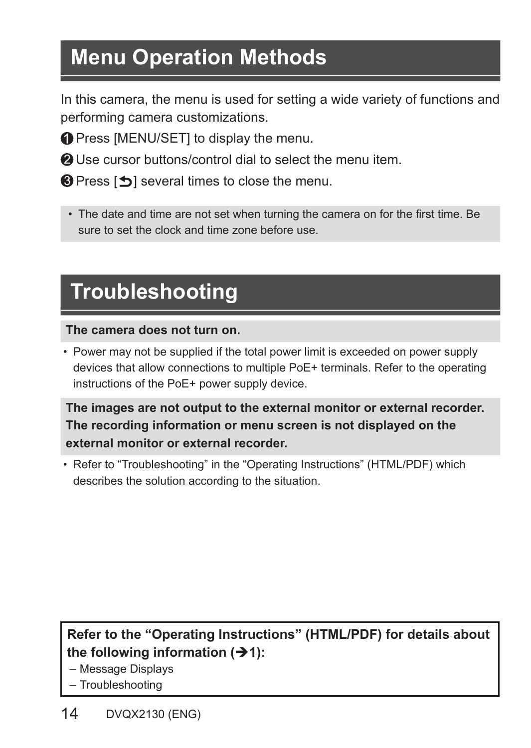# Menu Operation Methods

In this camera, the menu is used for setting a wide variety of functions and performing camera customizations.

❶ Press [MENU/SET] to display the menu.

❷ Use cursor buttons/control dial to select the menu item.

❸ Press [⮌] several times to close the menu.

- The date and time are not set when turning the camera on for the first time. Be sure to set the clock and time zone before use.

# Troubleshooting

**The camera does not turn on.**

- Power may not be supplied if the total power limit is exceeded on power supply devices that allow connections to multiple PoE+ terminals. Refer to the operating instructions of the PoE+ power supply device.

**The images are not output to the external monitor or external recorder.
The recording information or menu screen is not displayed on the external monitor or external recorder.**

- Refer to “Troubleshooting” in the “Operating Instructions” (HTML/PDF) which describes the solution according to the situation.

**Refer to the “Operating Instructions” (HTML/PDF) for details about the following information (➔1):**

– Message Displays
– Troubleshooting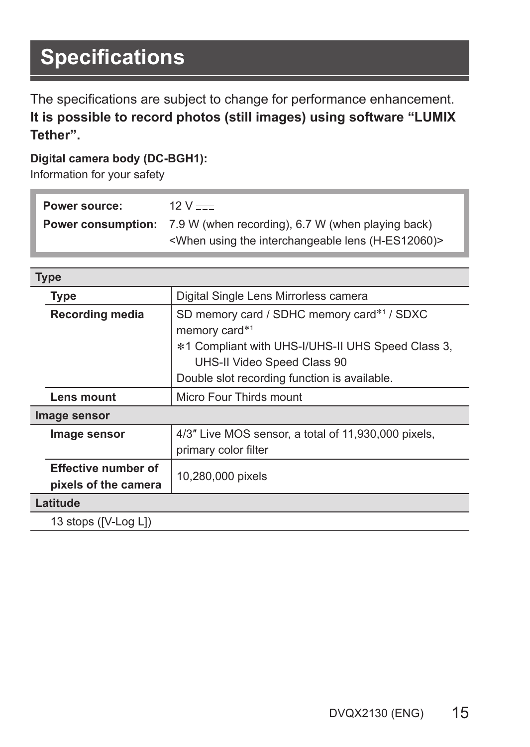# Specifications

The specifications are subject to change for performance enhancement.
**It is possible to record photos (still images) using software "LUMIX Tether".**

**Digital camera body (DC-BGH1):**
Information for your safety

| | |
|---|---|
| **Power source:** | 12 V ⎓ |
| **Power consumption:** | 7.9 W (when recording), 6.7 W (when playing back)<br><When using the interchangeable lens (H-ES12060)> |

| **Type** | |
|---|---|
| **Type** | Digital Single Lens Mirrorless camera |
| **Recording media** | SD memory card / SDHC memory card*1 / SDXC memory card*1<br>*1 Compliant with UHS-I/UHS-II UHS Speed Class 3, UHS-II Video Speed Class 90<br>Double slot recording function is available. |
| **Lens mount** | Micro Four Thirds mount |
| **Image sensor** | |
| **Image sensor** | 4/3″ Live MOS sensor, a total of 11,930,000 pixels, primary color filter |
| **Effective number of pixels of the camera** | 10,280,000 pixels |
| **Latitude** | |
| 13 stops ([V-Log L]) | |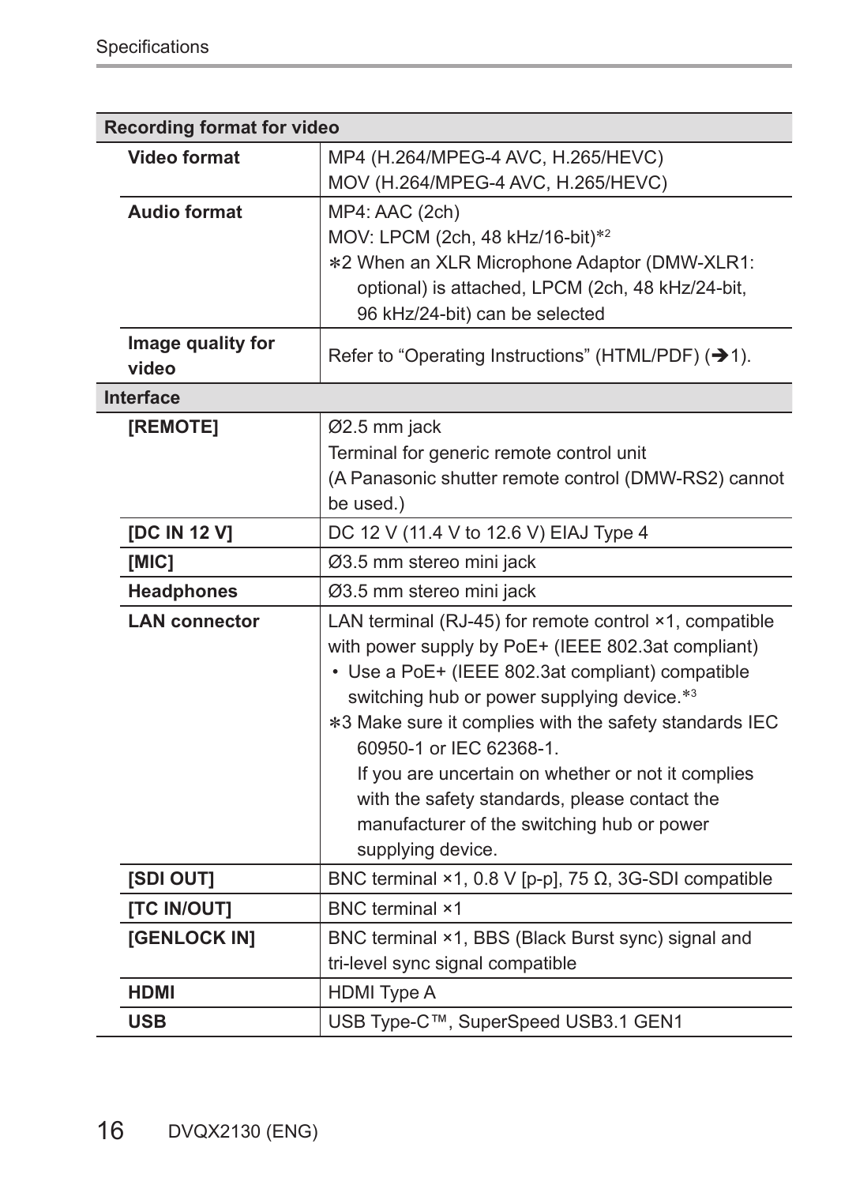| Recording format for video | |
|---|---|
| **Video format** | MP4 (H.264/MPEG-4 AVC, H.265/HEVC)<br>MOV (H.264/MPEG-4 AVC, H.265/HEVC) |
| **Audio format** | MP4: AAC (2ch)<br>MOV: LPCM (2ch, 48 kHz/16-bit)*2<br>*2 When an XLR Microphone Adaptor (DMW-XLR1: optional) is attached, LPCM (2ch, 48 kHz/24-bit, 96 kHz/24-bit) can be selected |
| **Image quality for video** | Refer to “Operating Instructions” (HTML/PDF) (➔1). |
| **Interface** | |
| **[REMOTE]** | Ø2.5 mm jack<br>Terminal for generic remote control unit<br>(A Panasonic shutter remote control (DMW-RS2) cannot be used.) |
| **[DC IN 12 V]** | DC 12 V (11.4 V to 12.6 V) EIAJ Type 4 |
| **[MIC]** | Ø3.5 mm stereo mini jack |
| **Headphones** | Ø3.5 mm stereo mini jack |
| **LAN connector** | LAN terminal (RJ-45) for remote control ×1, compatible with power supply by PoE+ (IEEE 802.3at compliant)<br>• Use a PoE+ (IEEE 802.3at compliant) compatible switching hub or power supplying device.*3<br>*3 Make sure it complies with the safety standards IEC 60950-1 or IEC 62368-1.<br>If you are uncertain on whether or not it complies with the safety standards, please contact the manufacturer of the switching hub or power supplying device. |
| **[SDI OUT]** | BNC terminal ×1, 0.8 V [p-p], 75 Ω, 3G-SDI compatible |
| **[TC IN/OUT]** | BNC terminal ×1 |
| **[GENLOCK IN]** | BNC terminal ×1, BBS (Black Burst sync) signal and tri-level sync signal compatible |
| **HDMI** | HDMI Type A |
| **USB** | USB Type-C™, SuperSpeed USB3.1 GEN1 |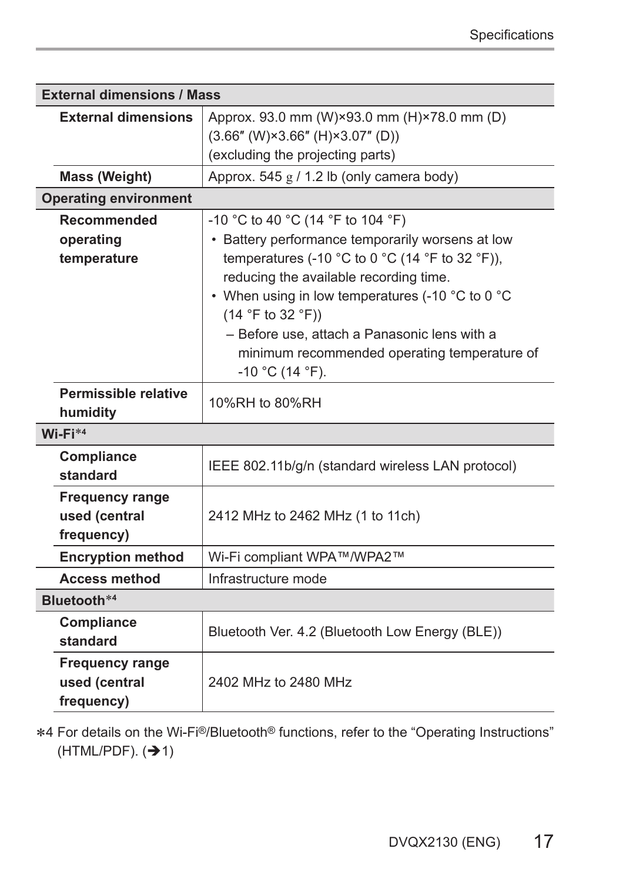| External dimensions / Mass | |
|---|---|
| External dimensions | Approx. 93.0 mm (W)×93.0 mm (H)×78.0 mm (D) (3.66″ (W)×3.66″ (H)×3.07″ (D)) (excluding the projecting parts) |
| Mass (Weight) | Approx. 545 g / 1.2 lb (only camera body) |
| **Operating environment** | |
| Recommended operating temperature | -10 °C to 40 °C (14 °F to 104 °F)<br>• Battery performance temporarily worsens at low temperatures (-10 °C to 0 °C (14 °F to 32 °F)), reducing the available recording time.<br>• When using in low temperatures (-10 °C to 0 °C (14 °F to 32 °F))<br>– Before use, attach a Panasonic lens with a minimum recommended operating temperature of -10 °C (14 °F). |
| Permissible relative humidity | 10%RH to 80%RH |
| **Wi-Fi*4** | |
| Compliance standard | IEEE 802.11b/g/n (standard wireless LAN protocol) |
| Frequency range used (central frequency) | 2412 MHz to 2462 MHz (1 to 11ch) |
| Encryption method | Wi-Fi compliant WPA™/WPA2™ |
| Access method | Infrastructure mode |
| **Bluetooth*4** | |
| Compliance standard | Bluetooth Ver. 4.2 (Bluetooth Low Energy (BLE)) |
| Frequency range used (central frequency) | 2402 MHz to 2480 MHz |

*4 For details on the Wi-Fi®/Bluetooth® functions, refer to the "Operating Instructions" (HTML/PDF). (→1)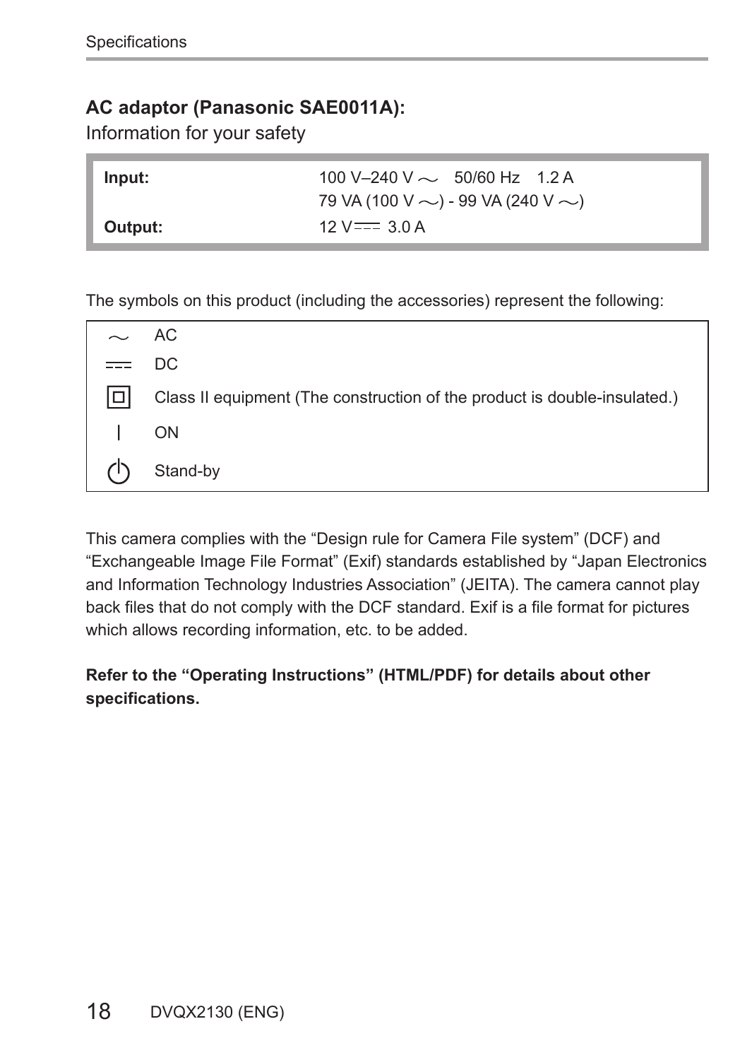**AC adaptor (Panasonic SAE0011A):**

Information for your safety

| | |
|---|---|
| **Input:** | 100 V–240 V ∼ 50/60 Hz 1.2 A<br>79 VA (100 V ∼) - 99 VA (240 V ∼) |
| **Output:** | 12 V ⎓ 3.0 A |

The symbols on this product (including the accessories) represent the following:

| | |
|---|---|
| ∼ | AC |
| ⎓ | DC |
| ⧈ | Class II equipment (The construction of the product is double-insulated.) |
| \| | ON |
| ⏻ | Stand-by |

This camera complies with the “Design rule for Camera File system” (DCF) and “Exchangeable Image File Format” (Exif) standards established by “Japan Electronics and Information Technology Industries Association” (JEITA). The camera cannot play back files that do not comply with the DCF standard. Exif is a file format for pictures which allows recording information, etc. to be added.

**Refer to the “Operating Instructions” (HTML/PDF) for details about other specifications.**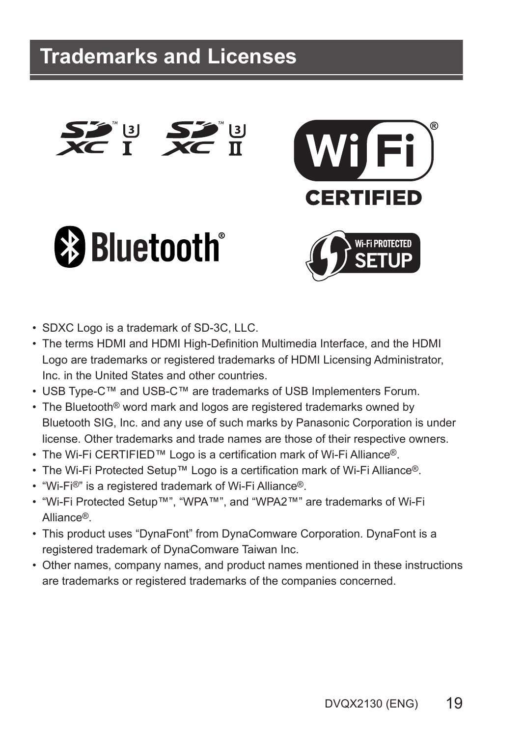# Trademarks and Licenses

- SDXC Logo is a trademark of SD-3C, LLC.
- The terms HDMI and HDMI High-Definition Multimedia Interface, and the HDMI Logo are trademarks or registered trademarks of HDMI Licensing Administrator, Inc. in the United States and other countries.
- USB Type-C™ and USB-C™ are trademarks of USB Implementers Forum.
- The Bluetooth® word mark and logos are registered trademarks owned by Bluetooth SIG, Inc. and any use of such marks by Panasonic Corporation is under license. Other trademarks and trade names are those of their respective owners.
- The Wi-Fi CERTIFIED™ Logo is a certification mark of Wi-Fi Alliance®.
- The Wi-Fi Protected Setup™ Logo is a certification mark of Wi-Fi Alliance®.
- “Wi-Fi®” is a registered trademark of Wi-Fi Alliance®.
- “Wi-Fi Protected Setup™”, “WPA™”, and “WPA2™” are trademarks of Wi-Fi Alliance®.
- This product uses “DynaFont” from DynaComware Corporation. DynaFont is a registered trademark of DynaComware Taiwan Inc.
- Other names, company names, and product names mentioned in these instructions are trademarks or registered trademarks of the companies concerned.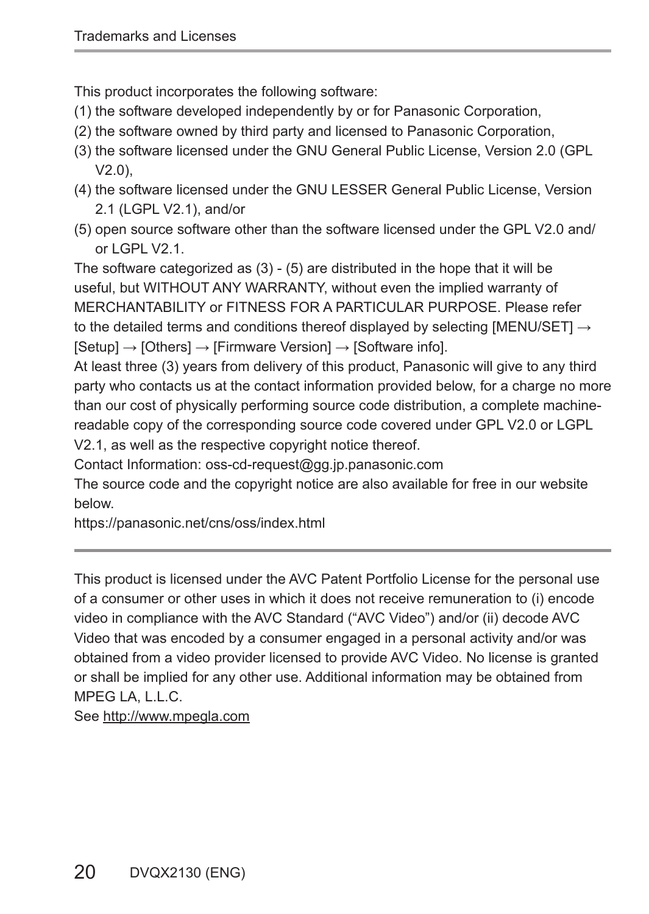This product incorporates the following software:

(1) the software developed independently by or for Panasonic Corporation,
(2) the software owned by third party and licensed to Panasonic Corporation,
(3) the software licensed under the GNU General Public License, Version 2.0 (GPL V2.0),
(4) the software licensed under the GNU LESSER General Public License, Version 2.1 (LGPL V2.1), and/or
(5) open source software other than the software licensed under the GPL V2.0 and/or LGPL V2.1.

The software categorized as (3) - (5) are distributed in the hope that it will be useful, but WITHOUT ANY WARRANTY, without even the implied warranty of MERCHANTABILITY or FITNESS FOR A PARTICULAR PURPOSE. Please refer to the detailed terms and conditions thereof displayed by selecting [MENU/SET] → [Setup] → [Others] → [Firmware Version] → [Software info].

At least three (3) years from delivery of this product, Panasonic will give to any third party who contacts us at the contact information provided below, for a charge no more than our cost of physically performing source code distribution, a complete machine-readable copy of the corresponding source code covered under GPL V2.0 or LGPL V2.1, as well as the respective copyright notice thereof.

Contact Information: oss-cd-request@gg.jp.panasonic.com

The source code and the copyright notice are also available for free in our website below.

https://panasonic.net/cns/oss/index.html

---

This product is licensed under the AVC Patent Portfolio License for the personal use of a consumer or other uses in which it does not receive remuneration to (i) encode video in compliance with the AVC Standard ("AVC Video") and/or (ii) decode AVC Video that was encoded by a consumer engaged in a personal activity and/or was obtained from a video provider licensed to provide AVC Video. No license is granted or shall be implied for any other use. Additional information may be obtained from MPEG LA, L.L.C.

See http://www.mpegla.com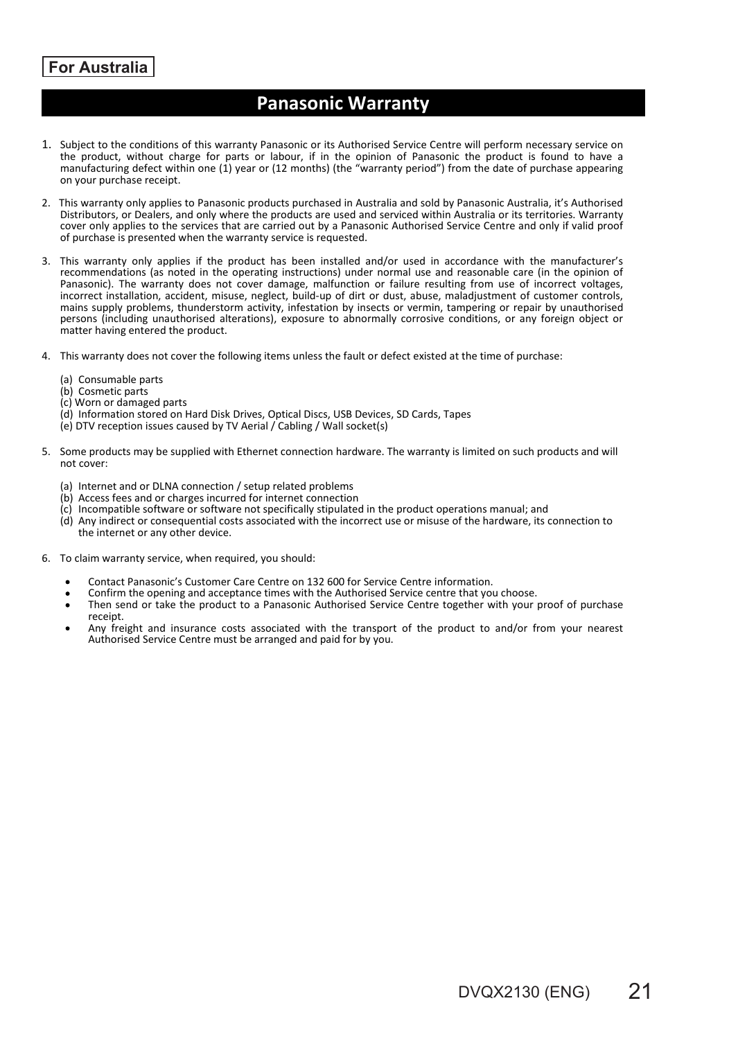**For Australia**

# Panasonic Warranty

1. Subject to the conditions of this warranty Panasonic or its Authorised Service Centre will perform necessary service on the product, without charge for parts or labour, if in the opinion of Panasonic the product is found to have a manufacturing defect within one (1) year or (12 months) (the "warranty period") from the date of purchase appearing on your purchase receipt.

2. This warranty only applies to Panasonic products purchased in Australia and sold by Panasonic Australia, it's Authorised Distributors, or Dealers, and only where the products are used and serviced within Australia or its territories. Warranty cover only applies to the services that are carried out by a Panasonic Authorised Service Centre and only if valid proof of purchase is presented when the warranty service is requested.

3. This warranty only applies if the product has been installed and/or used in accordance with the manufacturer's recommendations (as noted in the operating instructions) under normal use and reasonable care (in the opinion of Panasonic). The warranty does not cover damage, malfunction or failure resulting from use of incorrect voltages, incorrect installation, accident, misuse, neglect, build-up of dirt or dust, abuse, maladjustment of customer controls, mains supply problems, thunderstorm activity, infestation by insects or vermin, tampering or repair by unauthorised persons (including unauthorised alterations), exposure to abnormally corrosive conditions, or any foreign object or matter having entered the product.

4. This warranty does not cover the following items unless the fault or defect existed at the time of purchase:

   (a) Consumable parts
   (b) Cosmetic parts
   (c) Worn or damaged parts
   (d) Information stored on Hard Disk Drives, Optical Discs, USB Devices, SD Cards, Tapes
   (e) DTV reception issues caused by TV Aerial / Cabling / Wall socket(s)

5. Some products may be supplied with Ethernet connection hardware. The warranty is limited on such products and will not cover:

   (a) Internet and or DLNA connection / setup related problems
   (b) Access fees and or charges incurred for internet connection
   (c) Incompatible software or software not specifically stipulated in the product operations manual; and
   (d) Any indirect or consequential costs associated with the incorrect use or misuse of the hardware, its connection to the internet or any other device.

6. To claim warranty service, when required, you should:

   - Contact Panasonic's Customer Care Centre on 132 600 for Service Centre information.
   - Confirm the opening and acceptance times with the Authorised Service centre that you choose.
   - Then send or take the product to a Panasonic Authorised Service Centre together with your proof of purchase receipt.
   - Any freight and insurance costs associated with the transport of the product to and/or from your nearest Authorised Service Centre must be arranged and paid for by you.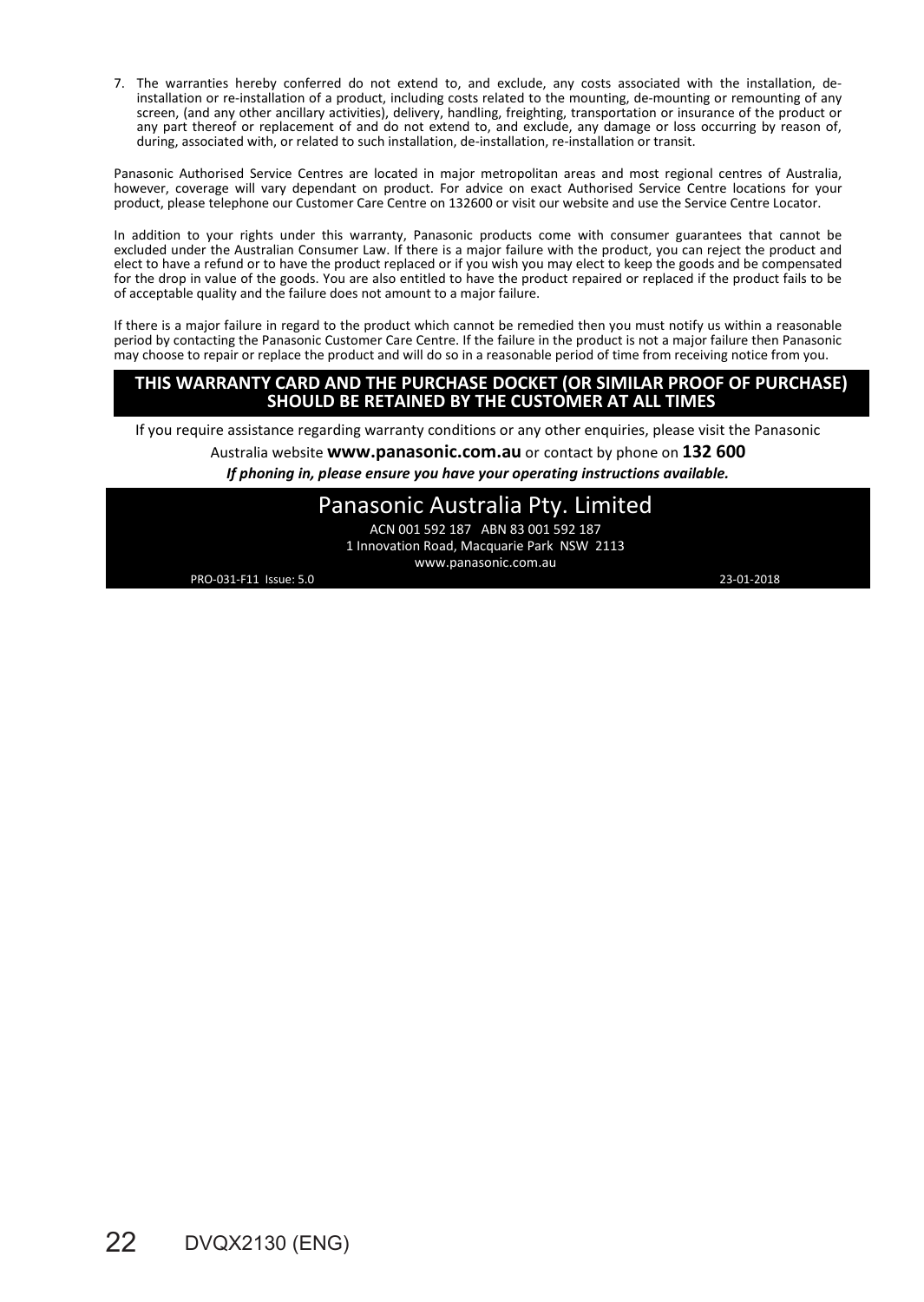7. The warranties hereby conferred do not extend to, and exclude, any costs associated with the installation, de-installation or re-installation of a product, including costs related to the mounting, de-mounting or remounting of any screen, (and any other ancillary activities), delivery, handling, freighting, transportation or insurance of the product or any part thereof or replacement of and do not extend to, and exclude, any damage or loss occurring by reason of, during, associated with, or related to such installation, de-installation, re-installation or transit.

Panasonic Authorised Service Centres are located in major metropolitan areas and most regional centres of Australia, however, coverage will vary dependant on product. For advice on exact Authorised Service Centre locations for your product, please telephone our Customer Care Centre on 132600 or visit our website and use the Service Centre Locator.

In addition to your rights under this warranty, Panasonic products come with consumer guarantees that cannot be excluded under the Australian Consumer Law. If there is a major failure with the product, you can reject the product and elect to have a refund or to have the product replaced or if you wish you may elect to keep the goods and be compensated for the drop in value of the goods. You are also entitled to have the product repaired or replaced if the product fails to be of acceptable quality and the failure does not amount to a major failure.

If there is a major failure in regard to the product which cannot be remedied then you must notify us within a reasonable period by contacting the Panasonic Customer Care Centre. If the failure in the product is not a major failure then Panasonic may choose to repair or replace the product and will do so in a reasonable period of time from receiving notice from you.

**THIS WARRANTY CARD AND THE PURCHASE DOCKET (OR SIMILAR PROOF OF PURCHASE) SHOULD BE RETAINED BY THE CUSTOMER AT ALL TIMES**

If you require assistance regarding warranty conditions or any other enquiries, please visit the Panasonic Australia website **www.panasonic.com.au** or contact by phone on **132 600**

***If phoning in, please ensure you have your operating instructions available.***

## Panasonic Australia Pty. Limited

ACN 001 592 187 ABN 83 001 592 187
1 Innovation Road, Macquarie Park NSW 2113
www.panasonic.com.au

PRO-031-F11 Issue: 5.0 23-01-2018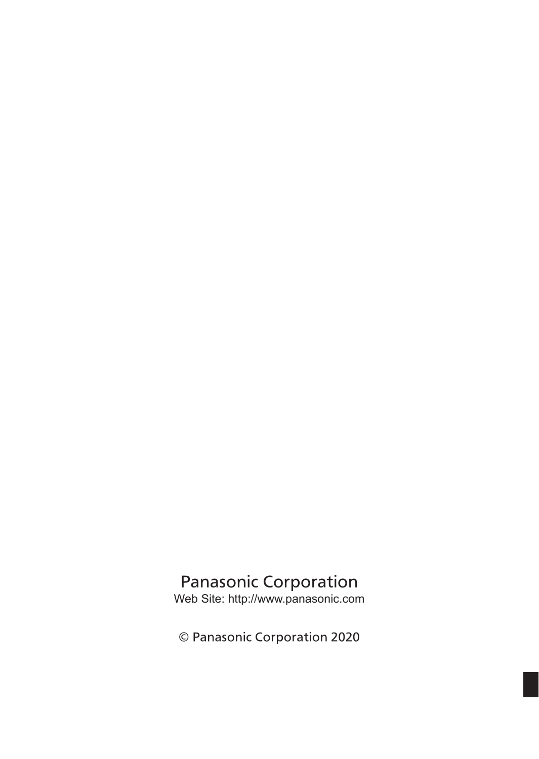Panasonic Corporation

Web Site: http://www.panasonic.com

© Panasonic Corporation 2020